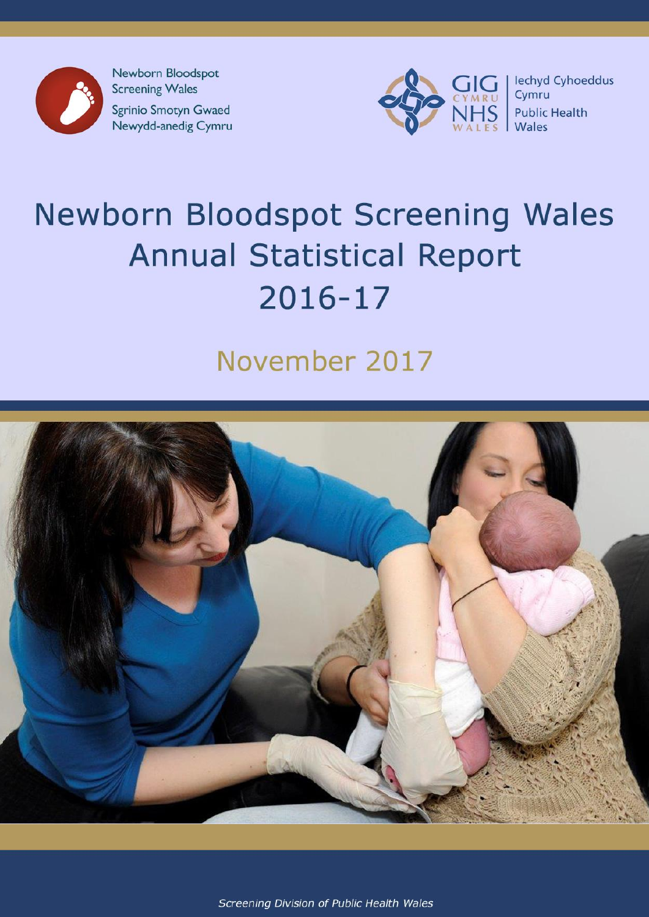Newborn Bloodspot Screening Wales

Sgrinio Smotyn Gwaed Newydd-anedig Cymru

GIG CYMRU NHS WALES | Iechyd Cyhoeddus Cymru Public Health Wales

# Newborn Bloodspot Screening Wales Annual Statistical Report 2016-17

## November 2017

*Screening Division of Public Health Wales*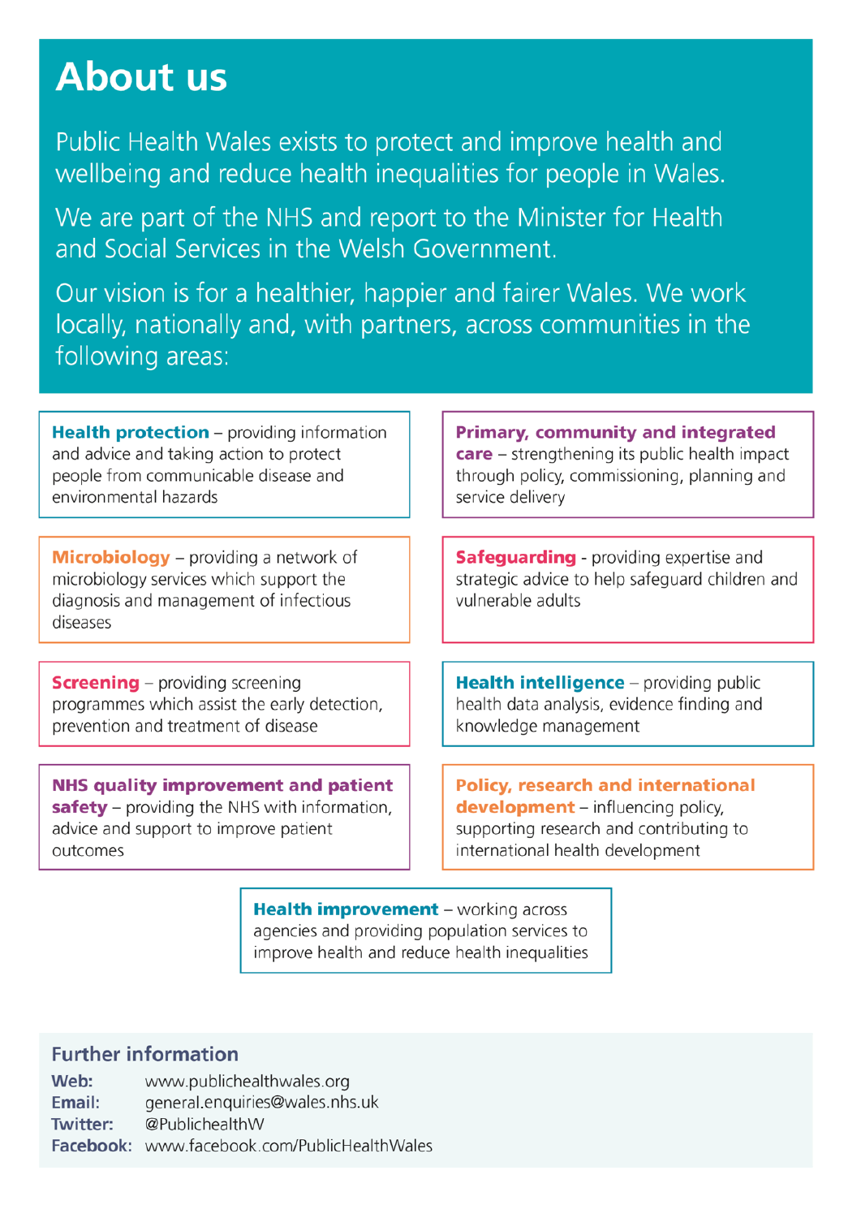# About us

Public Health Wales exists to protect and improve health and wellbeing and reduce health inequalities for people in Wales.

We are part of the NHS and report to the Minister for Health and Social Services in the Welsh Government.

Our vision is for a healthier, happier and fairer Wales. We work locally, nationally and, with partners, across communities in the following areas:

**Health protection** – providing information and advice and taking action to protect people from communicable disease and environmental hazards

**Microbiology** – providing a network of microbiology services which support the diagnosis and management of infectious diseases

**Screening** – providing screening programmes which assist the early detection, prevention and treatment of disease

**NHS quality improvement and patient safety** – providing the NHS with information, advice and support to improve patient outcomes

**Primary, community and integrated care** – strengthening its public health impact through policy, commissioning, planning and service delivery

**Safeguarding** - providing expertise and strategic advice to help safeguard children and vulnerable adults

**Health intelligence** – providing public health data analysis, evidence finding and knowledge management

**Policy, research and international development** – influencing policy, supporting research and contributing to international health development

**Health improvement** – working across agencies and providing population services to improve health and reduce health inequalities

## Further information

**Web:** www.publichealthwales.org
**Email:** general.enquiries@wales.nhs.uk
**Twitter:** @PublichealthW
**Facebook:** www.facebook.com/PublicHealthWales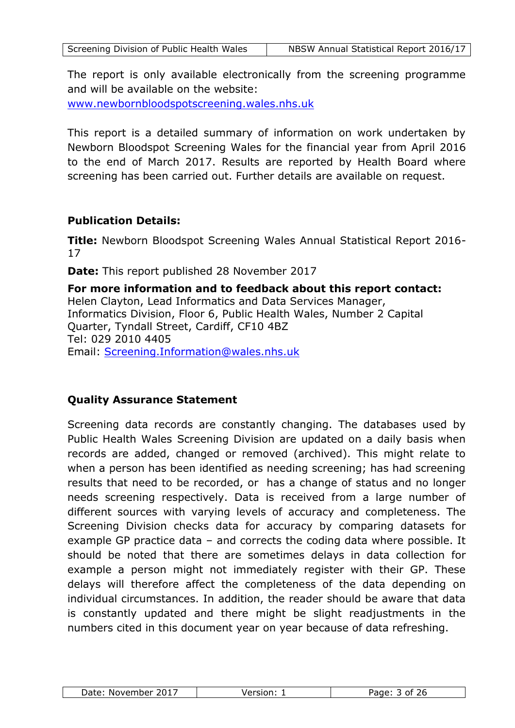The report is only available electronically from the screening programme and will be available on the website: [www.newbornbloodspotscreening.wales.nhs.uk](http://www.newbornbloodspotscreening.wales.nhs.uk)

This report is a detailed summary of information on work undertaken by Newborn Bloodspot Screening Wales for the financial year from April 2016 to the end of March 2017. Results are reported by Health Board where screening has been carried out. Further details are available on request.

### Publication Details:

**Title:** Newborn Bloodspot Screening Wales Annual Statistical Report 2016-17

**Date:** This report published 28 November 2017

**For more information and to feedback about this report contact:**
Helen Clayton, Lead Informatics and Data Services Manager,
Informatics Division, Floor 6, Public Health Wales, Number 2 Capital Quarter, Tyndall Street, Cardiff, CF10 4BZ
Tel: 029 2010 4405
Email: [Screening.Information@wales.nhs.uk](mailto:Screening.Information@wales.nhs.uk)

### Quality Assurance Statement

Screening data records are constantly changing. The databases used by Public Health Wales Screening Division are updated on a daily basis when records are added, changed or removed (archived). This might relate to when a person has been identified as needing screening; has had screening results that need to be recorded, or has a change of status and no longer needs screening respectively. Data is received from a large number of different sources with varying levels of accuracy and completeness. The Screening Division checks data for accuracy by comparing datasets for example GP practice data – and corrects the coding data where possible. It should be noted that there are sometimes delays in data collection for example a person might not immediately register with their GP. These delays will therefore affect the completeness of the data depending on individual circumstances. In addition, the reader should be aware that data is constantly updated and there might be slight readjustments in the numbers cited in this document year on year because of data refreshing.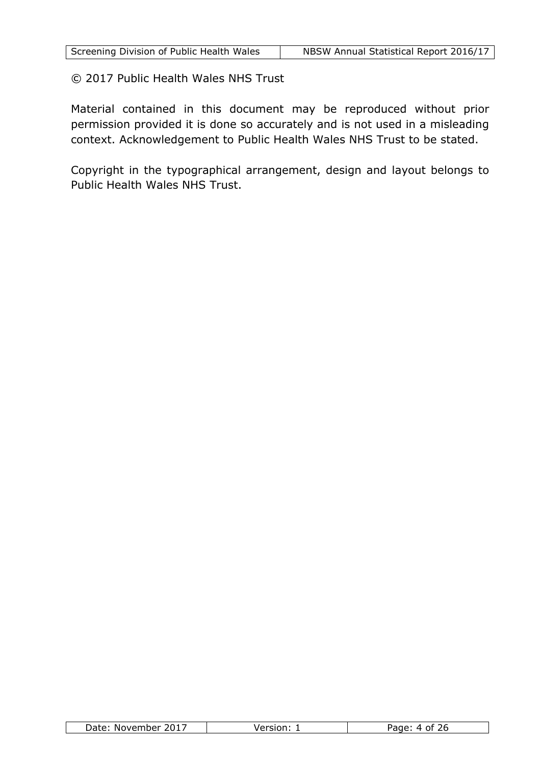© 2017 Public Health Wales NHS Trust

Material contained in this document may be reproduced without prior permission provided it is done so accurately and is not used in a misleading context. Acknowledgement to Public Health Wales NHS Trust to be stated.

Copyright in the typographical arrangement, design and layout belongs to Public Health Wales NHS Trust.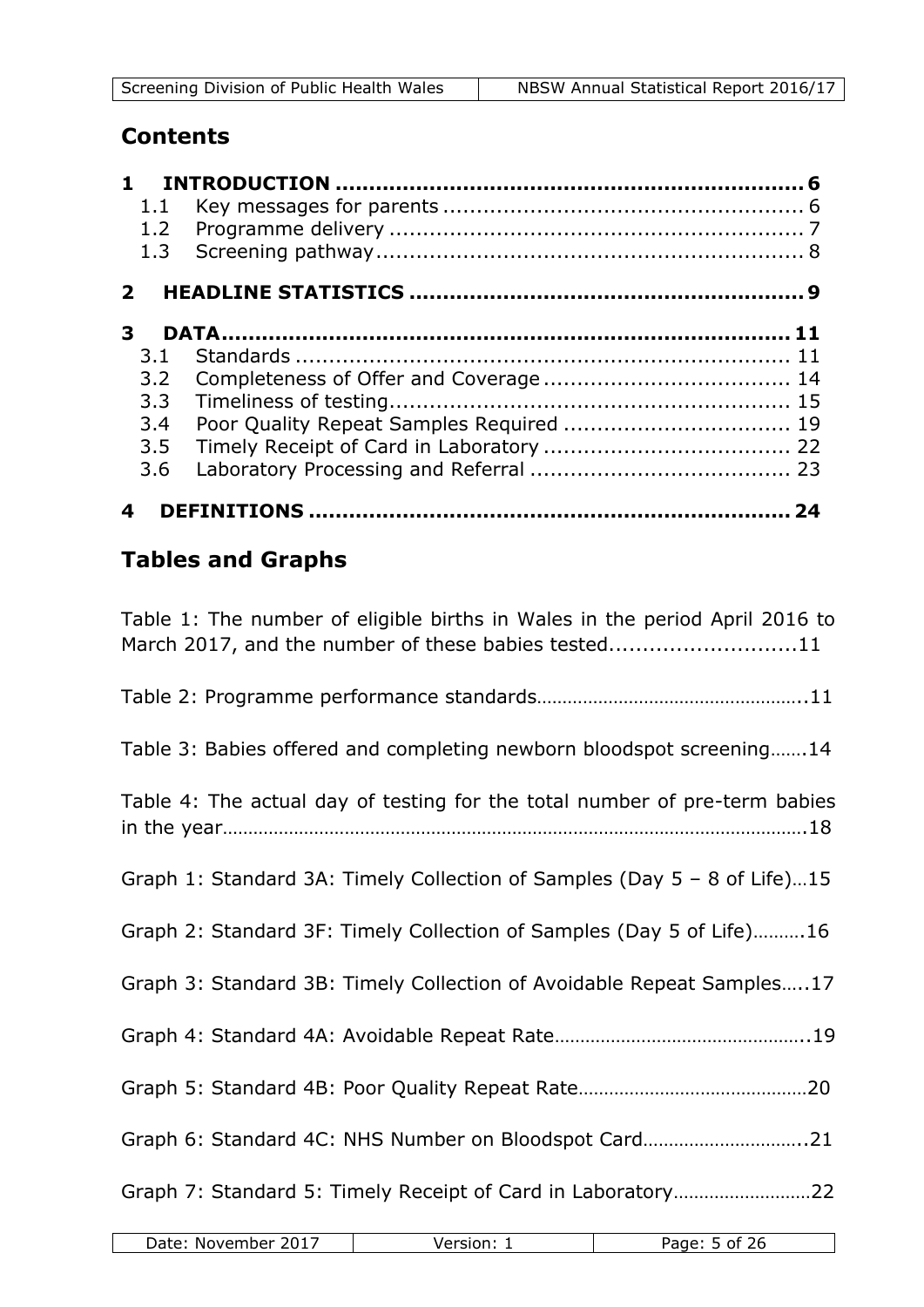## Contents

**1 INTRODUCTION .................................................................. 6**

- 1.1 Key messages for parents .................................................. 6
- 1.2 Programme delivery .......................................................... 7
- 1.3 Screening pathway ............................................................ 8

**2 HEADLINE STATISTICS ....................................................... 9**

**3 DATA ................................................................................ 11**

- 3.1 Standards ......................................................................... 11
- 3.2 Completeness of Offer and Coverage .................................... 14
- 3.3 Timeliness of testing ........................................................... 15
- 3.4 Poor Quality Repeat Samples Required .................................. 19
- 3.5 Timely Receipt of Card in Laboratory ..................................... 22
- 3.6 Laboratory Processing and Referral ....................................... 23

**4 DEFINITIONS .................................................................... 24**

## Tables and Graphs

Table 1: The number of eligible births in Wales in the period April 2016 to March 2017, and the number of these babies tested............................11

Table 2: Programme performance standards.....................................................11

Table 3: Babies offered and completing newborn bloodspot screening.......14

Table 4: The actual day of testing for the total number of pre-term babies in the year.....................................................................................................18

Graph 1: Standard 3A: Timely Collection of Samples (Day 5 – 8 of Life)…15

Graph 2: Standard 3F: Timely Collection of Samples (Day 5 of Life)……….16

Graph 3: Standard 3B: Timely Collection of Avoidable Repeat Samples…..17

Graph 4: Standard 4A: Avoidable Repeat Rate............................................19

Graph 5: Standard 4B: Poor Quality Repeat Rate.........................................20

Graph 6: Standard 4C: NHS Number on Bloodspot Card..............................21

Graph 7: Standard 5: Timely Receipt of Card in Laboratory..........................22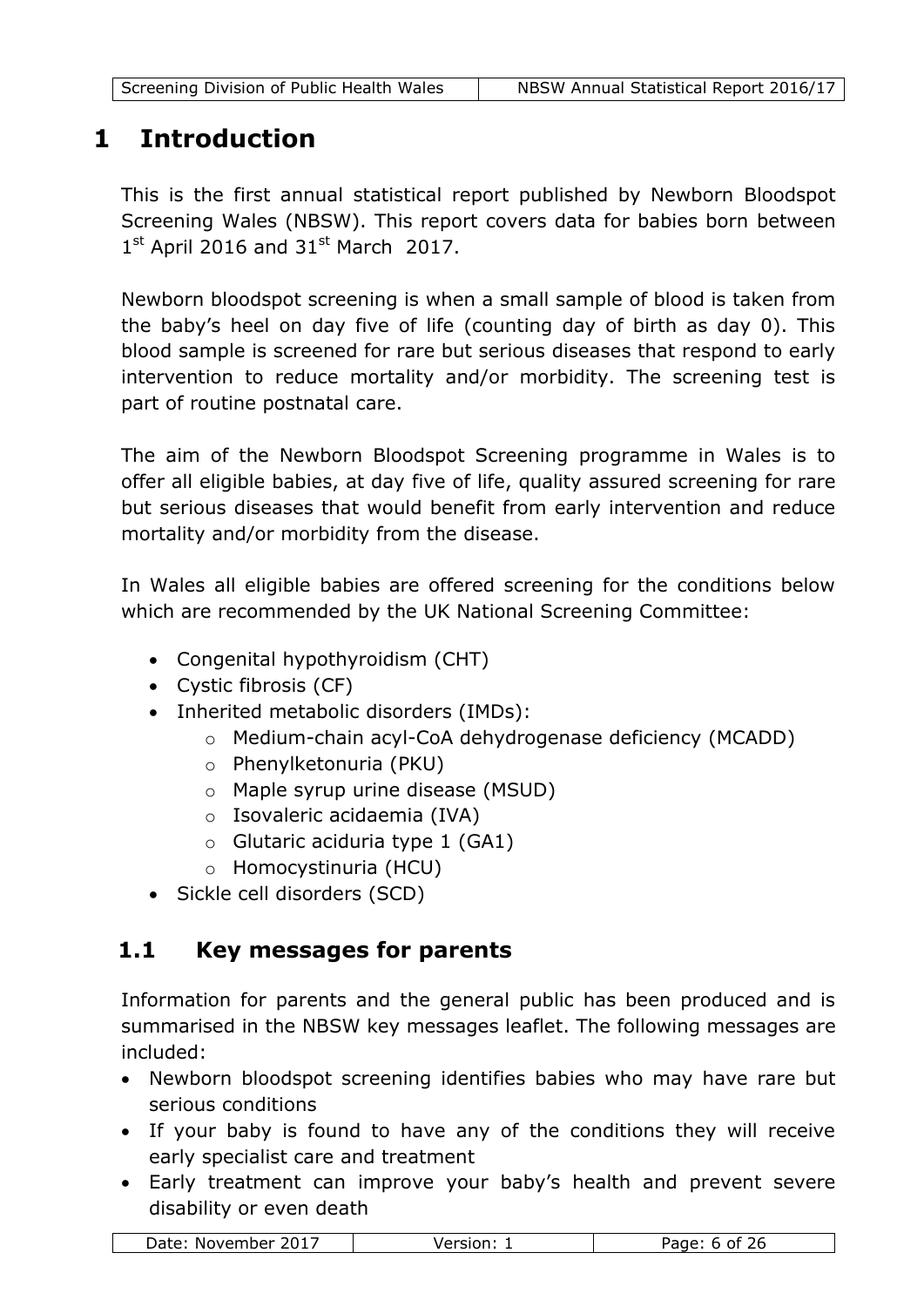# 1 Introduction

This is the first annual statistical report published by Newborn Bloodspot Screening Wales (NBSW). This report covers data for babies born between 1st April 2016 and 31st March 2017.

Newborn bloodspot screening is when a small sample of blood is taken from the baby's heel on day five of life (counting day of birth as day 0). This blood sample is screened for rare but serious diseases that respond to early intervention to reduce mortality and/or morbidity. The screening test is part of routine postnatal care.

The aim of the Newborn Bloodspot Screening programme in Wales is to offer all eligible babies, at day five of life, quality assured screening for rare but serious diseases that would benefit from early intervention and reduce mortality and/or morbidity from the disease.

In Wales all eligible babies are offered screening for the conditions below which are recommended by the UK National Screening Committee:

- Congenital hypothyroidism (CHT)
- Cystic fibrosis (CF)
- Inherited metabolic disorders (IMDs):
  - Medium-chain acyl-CoA dehydrogenase deficiency (MCADD)
  - Phenylketonuria (PKU)
  - Maple syrup urine disease (MSUD)
  - Isovaleric acidaemia (IVA)
  - Glutaric aciduria type 1 (GA1)
  - Homocystinuria (HCU)
- Sickle cell disorders (SCD)

## 1.1 Key messages for parents

Information for parents and the general public has been produced and is summarised in the NBSW key messages leaflet. The following messages are included:

- Newborn bloodspot screening identifies babies who may have rare but serious conditions
- If your baby is found to have any of the conditions they will receive early specialist care and treatment
- Early treatment can improve your baby's health and prevent severe disability or even death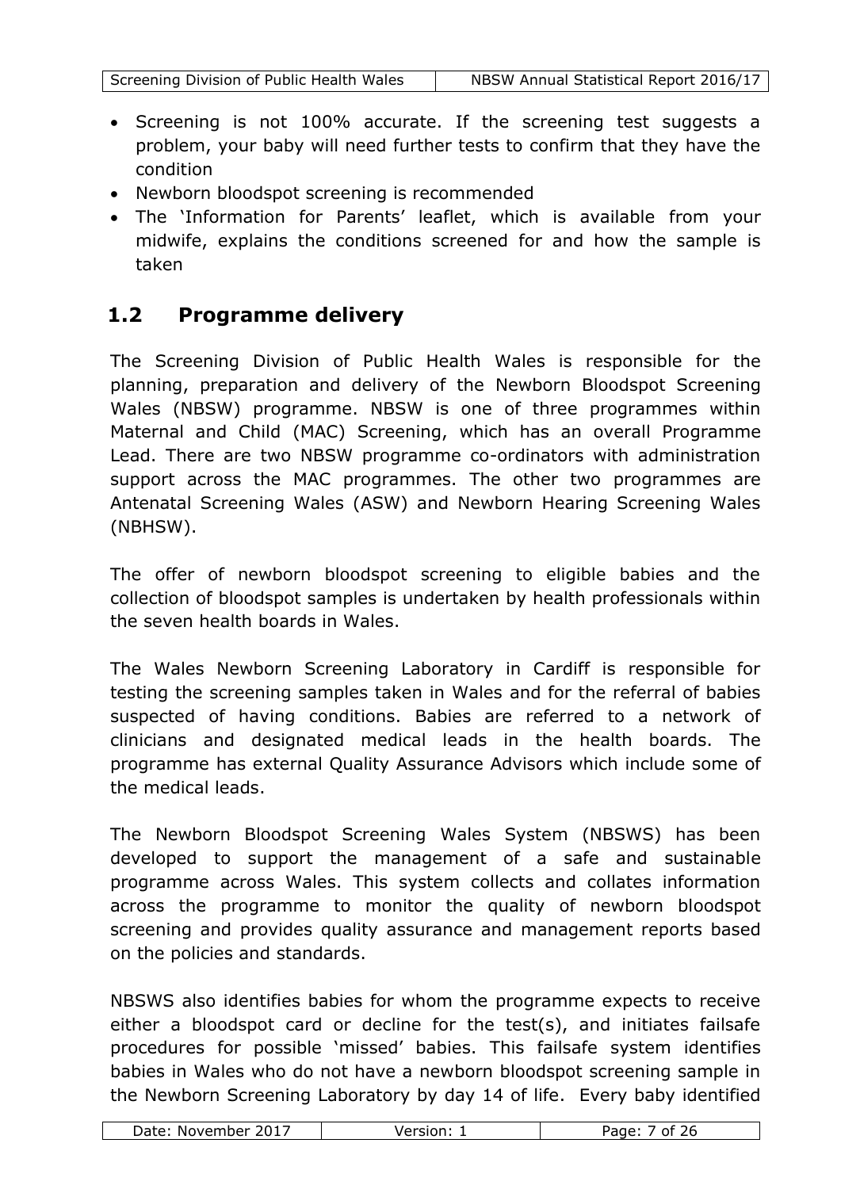- Screening is not 100% accurate. If the screening test suggests a problem, your baby will need further tests to confirm that they have the condition
- Newborn bloodspot screening is recommended
- The 'Information for Parents' leaflet, which is available from your midwife, explains the conditions screened for and how the sample is taken

## 1.2 Programme delivery

The Screening Division of Public Health Wales is responsible for the planning, preparation and delivery of the Newborn Bloodspot Screening Wales (NBSW) programme. NBSW is one of three programmes within Maternal and Child (MAC) Screening, which has an overall Programme Lead. There are two NBSW programme co-ordinators with administration support across the MAC programmes. The other two programmes are Antenatal Screening Wales (ASW) and Newborn Hearing Screening Wales (NBHSW).

The offer of newborn bloodspot screening to eligible babies and the collection of bloodspot samples is undertaken by health professionals within the seven health boards in Wales.

The Wales Newborn Screening Laboratory in Cardiff is responsible for testing the screening samples taken in Wales and for the referral of babies suspected of having conditions. Babies are referred to a network of clinicians and designated medical leads in the health boards. The programme has external Quality Assurance Advisors which include some of the medical leads.

The Newborn Bloodspot Screening Wales System (NBSWS) has been developed to support the management of a safe and sustainable programme across Wales. This system collects and collates information across the programme to monitor the quality of newborn bloodspot screening and provides quality assurance and management reports based on the policies and standards.

NBSWS also identifies babies for whom the programme expects to receive either a bloodspot card or decline for the test(s), and initiates failsafe procedures for possible 'missed' babies. This failsafe system identifies babies in Wales who do not have a newborn bloodspot screening sample in the Newborn Screening Laboratory by day 14 of life. Every baby identified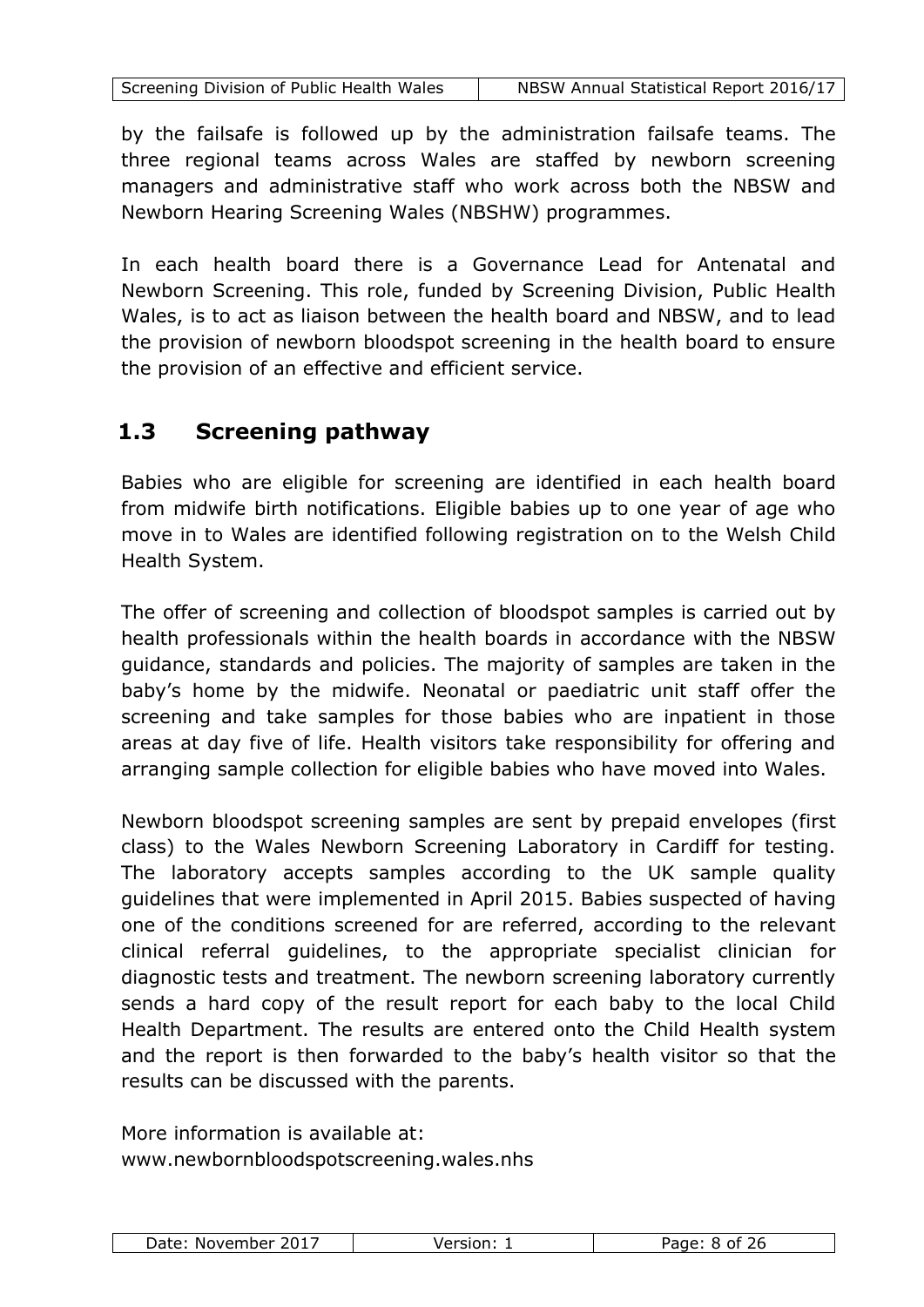by the failsafe is followed up by the administration failsafe teams. The three regional teams across Wales are staffed by newborn screening managers and administrative staff who work across both the NBSW and Newborn Hearing Screening Wales (NBSHW) programmes.

In each health board there is a Governance Lead for Antenatal and Newborn Screening. This role, funded by Screening Division, Public Health Wales, is to act as liaison between the health board and NBSW, and to lead the provision of newborn bloodspot screening in the health board to ensure the provision of an effective and efficient service.

## 1.3 Screening pathway

Babies who are eligible for screening are identified in each health board from midwife birth notifications. Eligible babies up to one year of age who move in to Wales are identified following registration on to the Welsh Child Health System.

The offer of screening and collection of bloodspot samples is carried out by health professionals within the health boards in accordance with the NBSW guidance, standards and policies. The majority of samples are taken in the baby's home by the midwife. Neonatal or paediatric unit staff offer the screening and take samples for those babies who are inpatient in those areas at day five of life. Health visitors take responsibility for offering and arranging sample collection for eligible babies who have moved into Wales.

Newborn bloodspot screening samples are sent by prepaid envelopes (first class) to the Wales Newborn Screening Laboratory in Cardiff for testing. The laboratory accepts samples according to the UK sample quality guidelines that were implemented in April 2015. Babies suspected of having one of the conditions screened for are referred, according to the relevant clinical referral guidelines, to the appropriate specialist clinician for diagnostic tests and treatment. The newborn screening laboratory currently sends a hard copy of the result report for each baby to the local Child Health Department. The results are entered onto the Child Health system and the report is then forwarded to the baby's health visitor so that the results can be discussed with the parents.

More information is available at:
www.newbornbloodspotscreening.wales.nhs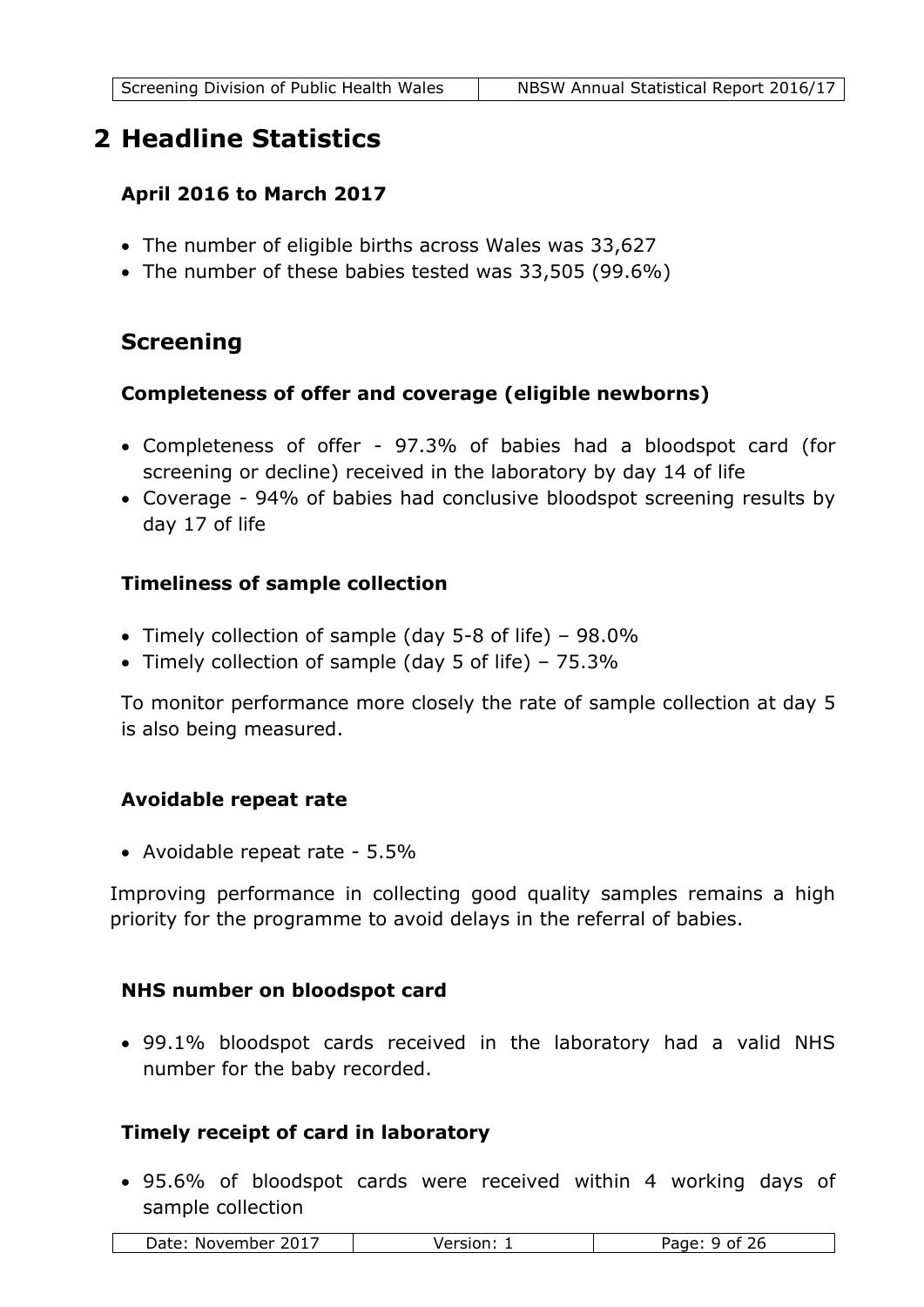# 2 Headline Statistics

### April 2016 to March 2017

- The number of eligible births across Wales was 33,627
- The number of these babies tested was 33,505 (99.6%)

## Screening

### Completeness of offer and coverage (eligible newborns)

- Completeness of offer - 97.3% of babies had a bloodspot card (for screening or decline) received in the laboratory by day 14 of life
- Coverage - 94% of babies had conclusive bloodspot screening results by day 17 of life

### Timeliness of sample collection

- Timely collection of sample (day 5-8 of life) – 98.0%
- Timely collection of sample (day 5 of life) – 75.3%

To monitor performance more closely the rate of sample collection at day 5 is also being measured.

### Avoidable repeat rate

- Avoidable repeat rate - 5.5%

Improving performance in collecting good quality samples remains a high priority for the programme to avoid delays in the referral of babies.

### NHS number on bloodspot card

- 99.1% bloodspot cards received in the laboratory had a valid NHS number for the baby recorded.

### Timely receipt of card in laboratory

- 95.6% of bloodspot cards were received within 4 working days of sample collection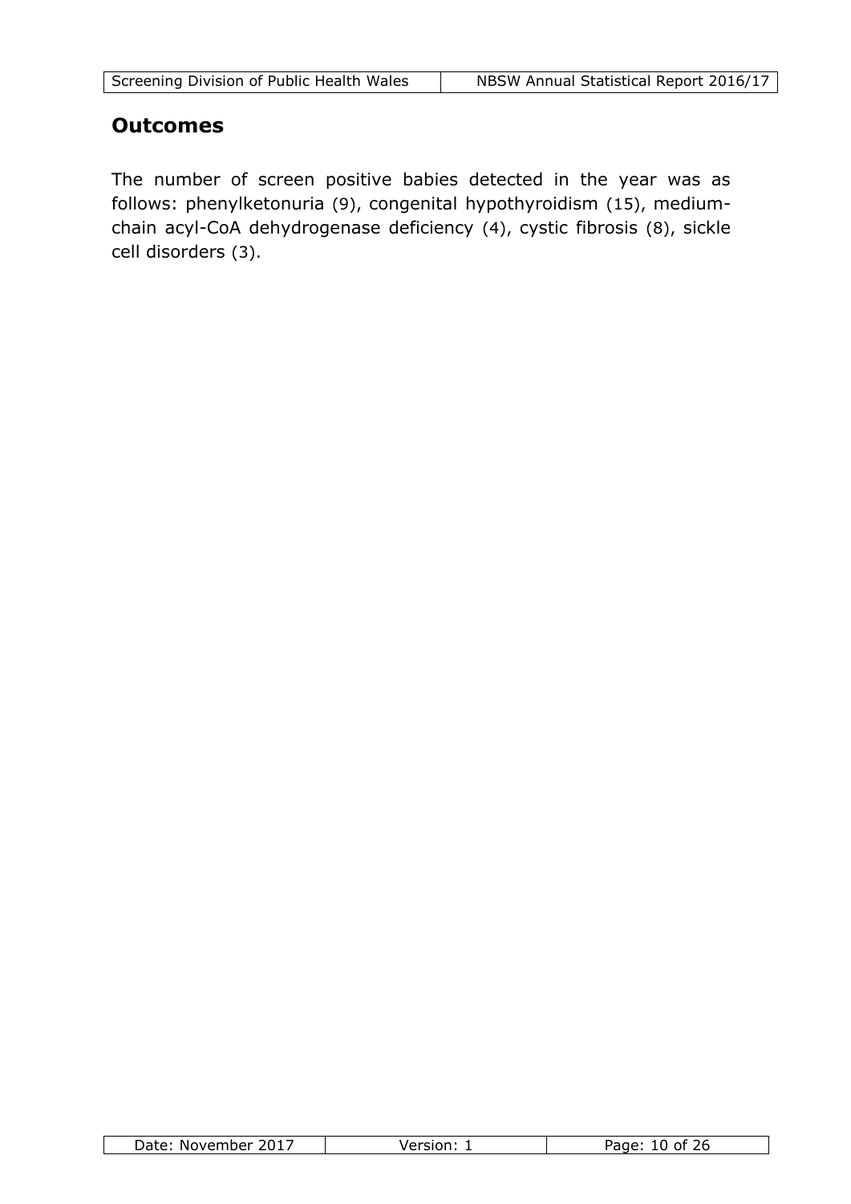## Outcomes

The number of screen positive babies detected in the year was as follows: phenylketonuria (9), congenital hypothyroidism (15), medium-chain acyl-CoA dehydrogenase deficiency (4), cystic fibrosis (8), sickle cell disorders (3).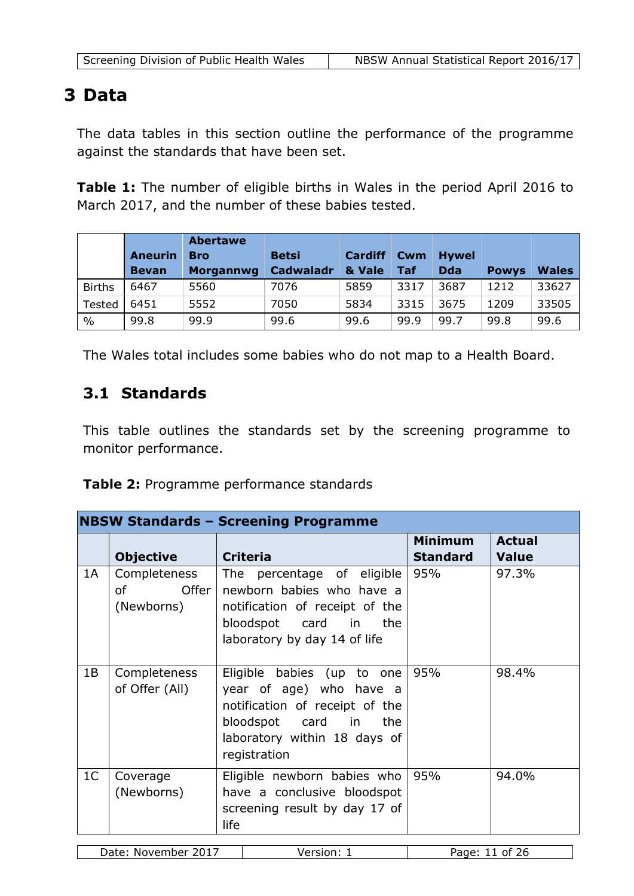# 3 Data

The data tables in this section outline the performance of the programme against the standards that have been set.

**Table 1:** The number of eligible births in Wales in the period April 2016 to March 2017, and the number of these babies tested.

| | Aneurin Bevan | Abertawe Bro Morgannwg | Betsi Cadwaladr | Cardiff & Vale | Cwm Taf | Hywel Dda | Powys | Wales |
|---|---|---|---|---|---|---|---|---|
| Births | 6467 | 5560 | 7076 | 5859 | 3317 | 3687 | 1212 | 33627 |
| Tested | 6451 | 5552 | 7050 | 5834 | 3315 | 3675 | 1209 | 33505 |
| % | 99.8 | 99.9 | 99.6 | 99.6 | 99.9 | 99.7 | 99.8 | 99.6 |

The Wales total includes some babies who do not map to a Health Board.

## 3.1 Standards

This table outlines the standards set by the screening programme to monitor performance.

**Table 2:** Programme performance standards

| NBSW Standards – Screening Programme | | | | |
|---|---|---|---|---|
| | **Objective** | **Criteria** | **Minimum Standard** | **Actual Value** |
| 1A | Completeness of Offer (Newborns) | The percentage of eligible newborn babies who have a notification of receipt of the bloodspot card in the laboratory by day 14 of life | 95% | 97.3% |
| 1B | Completeness of Offer (All) | Eligible babies (up to one year of age) who have a notification of receipt of the bloodspot card in the laboratory within 18 days of registration | 95% | 98.4% |
| 1C | Coverage (Newborns) | Eligible newborn babies who have a conclusive bloodspot screening result by day 17 of life | 95% | 94.0% |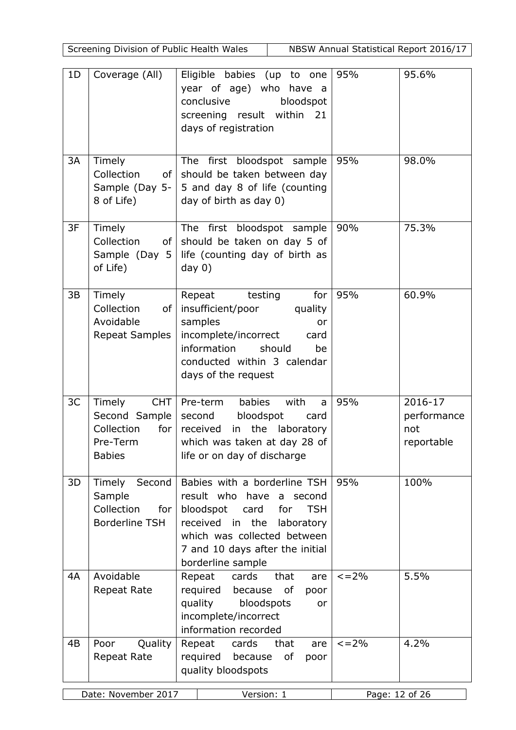| 1D | Coverage (All) | Eligible babies (up to one year of age) who have a conclusive bloodspot screening result within 21 days of registration | 95% | 95.6% |
|---|---|---|---|---|
| 3A | Timely Collection of Sample (Day 5-8 of Life) | The first bloodspot sample should be taken between day 5 and day 8 of life (counting day of birth as day 0) | 95% | 98.0% |
| 3F | Timely Collection of Sample (Day 5 of Life) | The first bloodspot sample should be taken on day 5 of life (counting day of birth as day 0) | 90% | 75.3% |
| 3B | Timely Collection of Avoidable Repeat Samples | Repeat testing for insufficient/poor quality samples or incomplete/incorrect card information should be conducted within 3 calendar days of the request | 95% | 60.9% |
| 3C | Timely CHT Second Sample Collection for Pre-Term Babies | Pre-term babies with a second bloodspot card received in the laboratory which was taken at day 28 of life or on day of discharge | 95% | 2016-17 performance not reportable |
| 3D | Timely Second Sample Collection for Borderline TSH | Babies with a borderline TSH result who have a second bloodspot card for TSH received in the laboratory which was collected between 7 and 10 days after the initial borderline sample | 95% | 100% |
| 4A | Avoidable Repeat Rate | Repeat cards that are required because of poor quality bloodspots or incomplete/incorrect information recorded | <=2% | 5.5% |
| 4B | Poor Quality Repeat Rate | Repeat cards that are required because of poor quality bloodspots | <=2% | 4.2% |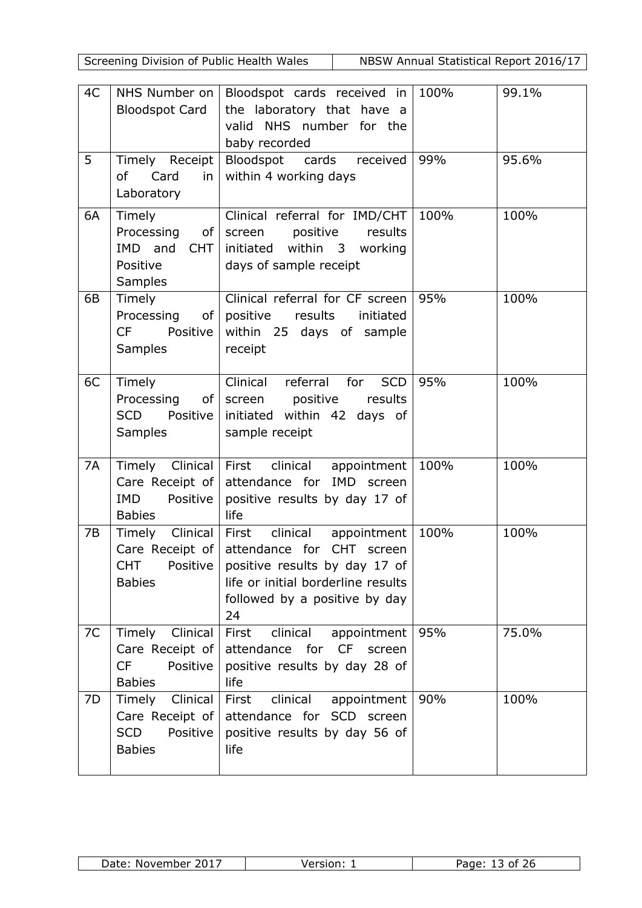| 4C | NHS Number on Bloodspot Card | Bloodspot cards received in the laboratory that have a valid NHS number for the baby recorded | 100% | 99.1% |
|---|---|---|---|---|
| 5 | Timely Receipt of Card in Laboratory | Bloodspot cards received within 4 working days | 99% | 95.6% |
| 6A | Timely Processing of IMD and CHT Positive Samples | Clinical referral for IMD/CHT screen positive results initiated within 3 working days of sample receipt | 100% | 100% |
| 6B | Timely Processing of CF Positive Samples | Clinical referral for CF screen positive results initiated within 25 days of sample receipt | 95% | 100% |
| 6C | Timely Processing of SCD Positive Samples | Clinical referral for SCD screen positive results initiated within 42 days of sample receipt | 95% | 100% |
| 7A | Timely Clinical Care Receipt of IMD Positive Babies | First clinical appointment attendance for IMD screen positive results by day 17 of life | 100% | 100% |
| 7B | Timely Clinical Care Receipt of CHT Positive Babies | First clinical appointment attendance for CHT screen positive results by day 17 of life or initial borderline results followed by a positive by day 24 | 100% | 100% |
| 7C | Timely Clinical Care Receipt of CF Positive Babies | First clinical appointment attendance for CF screen positive results by day 28 of life | 95% | 75.0% |
| 7D | Timely Clinical Care Receipt of SCD Positive Babies | First clinical appointment attendance for SCD screen positive results by day 56 of life | 90% | 100% |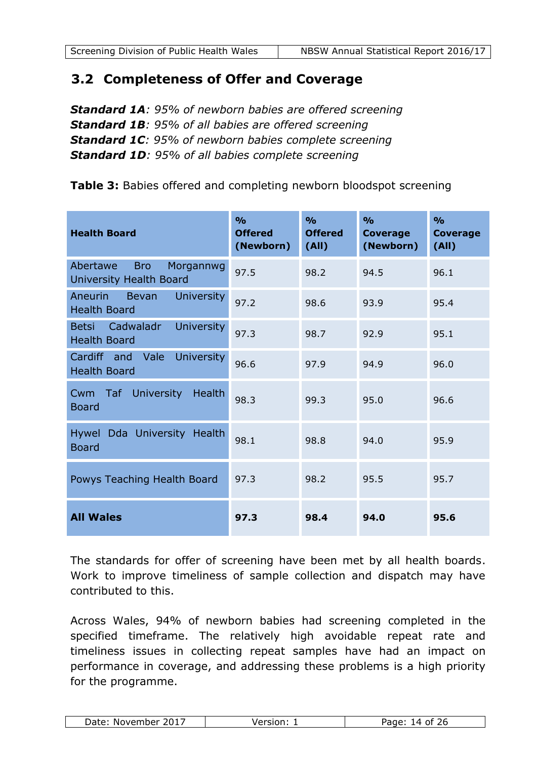## 3.2 Completeness of Offer and Coverage

***Standard 1A**: 95% of newborn babies are offered screening*
***Standard 1B**: 95% of all babies are offered screening*
***Standard 1C**: 95% of newborn babies complete screening*
***Standard 1D**: 95% of all babies complete screening*

**Table 3:** Babies offered and completing newborn bloodspot screening

| Health Board | % Offered (Newborn) | % Offered (All) | % Coverage (Newborn) | % Coverage (All) |
|---|---|---|---|---|
| Abertawe Bro Morgannwg University Health Board | 97.5 | 98.2 | 94.5 | 96.1 |
| Aneurin Bevan University Health Board | 97.2 | 98.6 | 93.9 | 95.4 |
| Betsi Cadwaladr University Health Board | 97.3 | 98.7 | 92.9 | 95.1 |
| Cardiff and Vale University Health Board | 96.6 | 97.9 | 94.9 | 96.0 |
| Cwm Taf University Health Board | 98.3 | 99.3 | 95.0 | 96.6 |
| Hywel Dda University Health Board | 98.1 | 98.8 | 94.0 | 95.9 |
| Powys Teaching Health Board | 97.3 | 98.2 | 95.5 | 95.7 |
| **All Wales** | **97.3** | **98.4** | **94.0** | **95.6** |

The standards for offer of screening have been met by all health boards. Work to improve timeliness of sample collection and dispatch may have contributed to this.

Across Wales, 94% of newborn babies had screening completed in the specified timeframe. The relatively high avoidable repeat rate and timeliness issues in collecting repeat samples have had an impact on performance in coverage, and addressing these problems is a high priority for the programme.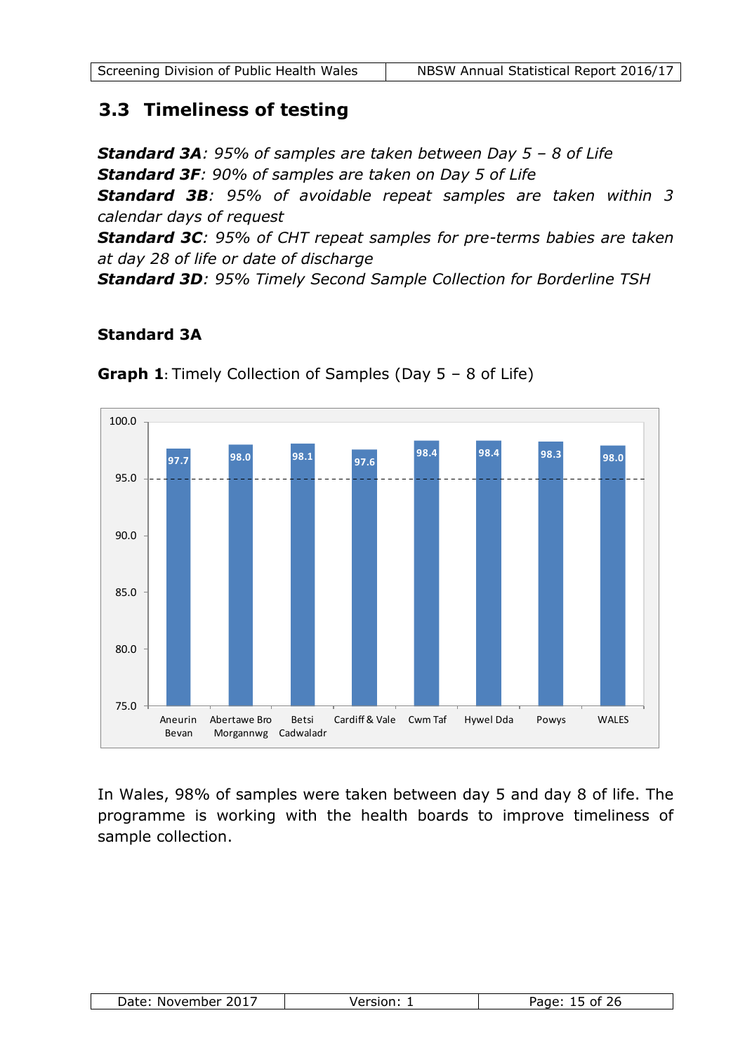## 3.3 Timeliness of testing

***Standard 3A**: 95% of samples are taken between Day 5 – 8 of Life*
***Standard 3F**: 90% of samples are taken on Day 5 of Life*
***Standard 3B**: 95% of avoidable repeat samples are taken within 3 calendar days of request*
***Standard 3C**: 95% of CHT repeat samples for pre-terms babies are taken at day 28 of life or date of discharge*
***Standard 3D**: 95% Timely Second Sample Collection for Borderline TSH*

### Standard 3A

**Graph 1**: Timely Collection of Samples (Day 5 – 8 of Life)

| Health Board | % |
|---|---|
| Aneurin Bevan | 97.7 |
| Abertawe Bro Morgannwg | 98.0 |
| Betsi Cadwaladr | 98.1 |
| Cardiff & Vale | 97.6 |
| Cwm Taf | 98.4 |
| Hywel Dda | 98.4 |
| Powys | 98.3 |
| WALES | 98.0 |

In Wales, 98% of samples were taken between day 5 and day 8 of life. The programme is working with the health boards to improve timeliness of sample collection.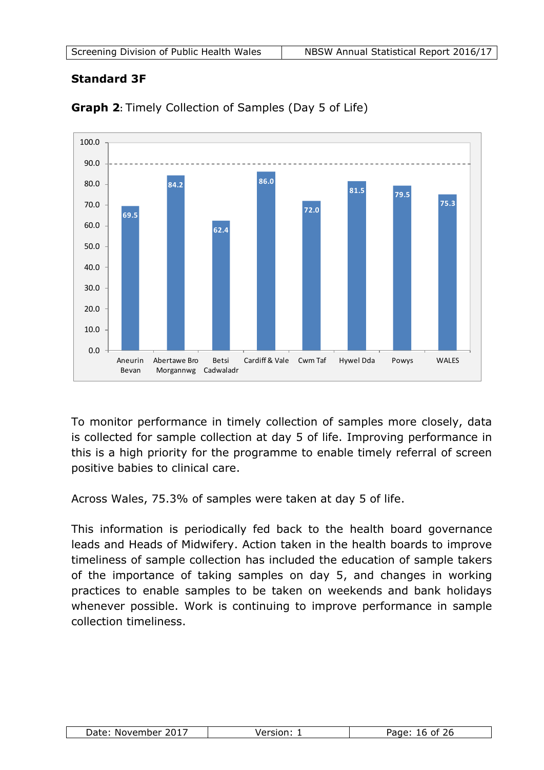**Standard 3F**

**Graph 2**: Timely Collection of Samples (Day 5 of Life)

| Health Board | % |
|---|---|
| Aneurin Bevan | 69.5 |
| Abertawe Bro Morgannwg | 84.2 |
| Betsi Cadwaladr | 62.4 |
| Cardiff & Vale | 86.0 |
| Cwm Taf | 72.0 |
| Hywel Dda | 81.5 |
| Powys | 79.5 |
| WALES | 75.3 |

To monitor performance in timely collection of samples more closely, data is collected for sample collection at day 5 of life. Improving performance in this is a high priority for the programme to enable timely referral of screen positive babies to clinical care.

Across Wales, 75.3% of samples were taken at day 5 of life.

This information is periodically fed back to the health board governance leads and Heads of Midwifery. Action taken in the health boards to improve timeliness of sample collection has included the education of sample takers of the importance of taking samples on day 5, and changes in working practices to enable samples to be taken on weekends and bank holidays whenever possible. Work is continuing to improve performance in sample collection timeliness.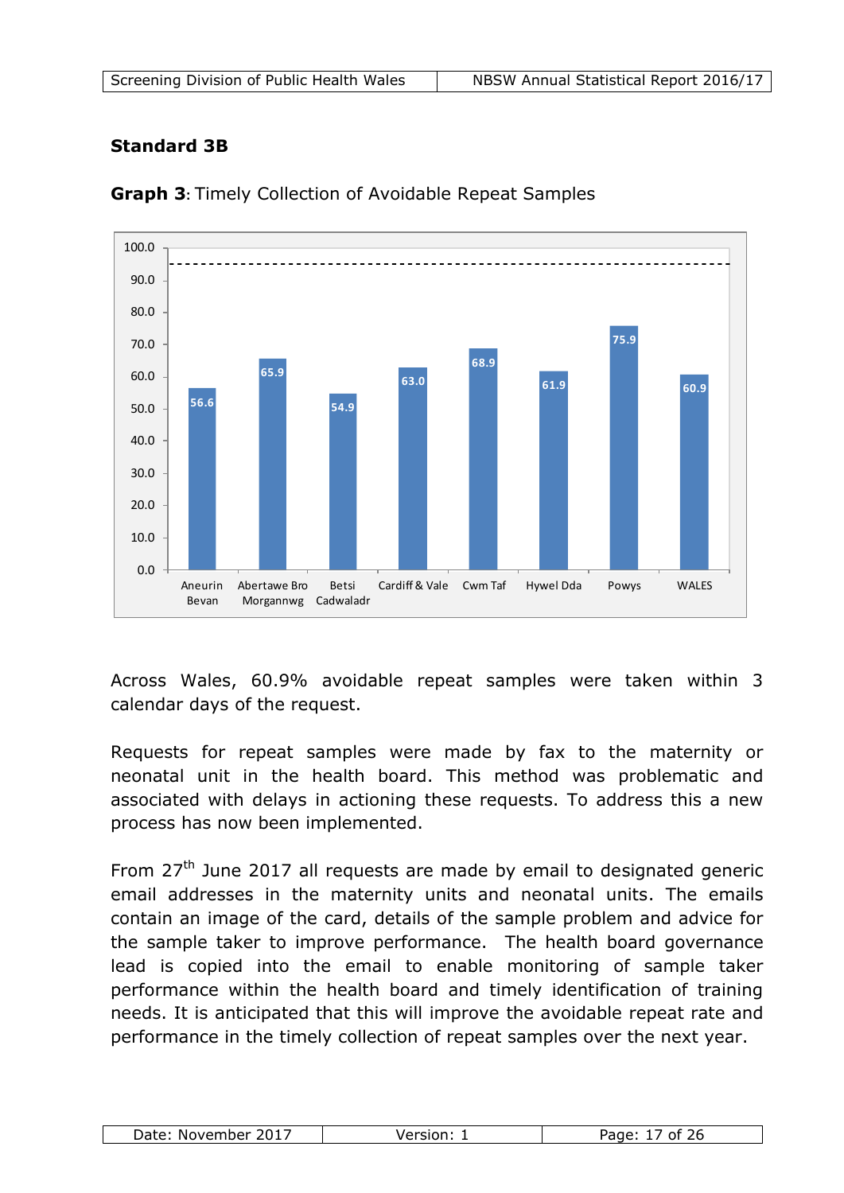**Standard 3B**

**Graph 3**: Timely Collection of Avoidable Repeat Samples

| Health Board | % |
|---|---|
| Aneurin Bevan | 56.6 |
| Abertawe Bro Morgannwg | 65.9 |
| Betsi Cadwaladr | 54.9 |
| Cardiff & Vale | 63.0 |
| Cwm Taf | 68.9 |
| Hywel Dda | 61.9 |
| Powys | 75.9 |
| WALES | 60.9 |

Across Wales, 60.9% avoidable repeat samples were taken within 3 calendar days of the request.

Requests for repeat samples were made by fax to the maternity or neonatal unit in the health board. This method was problematic and associated with delays in actioning these requests. To address this a new process has now been implemented.

From 27th June 2017 all requests are made by email to designated generic email addresses in the maternity units and neonatal units. The emails contain an image of the card, details of the sample problem and advice for the sample taker to improve performance. The health board governance lead is copied into the email to enable monitoring of sample taker performance within the health board and timely identification of training needs. It is anticipated that this will improve the avoidable repeat rate and performance in the timely collection of repeat samples over the next year.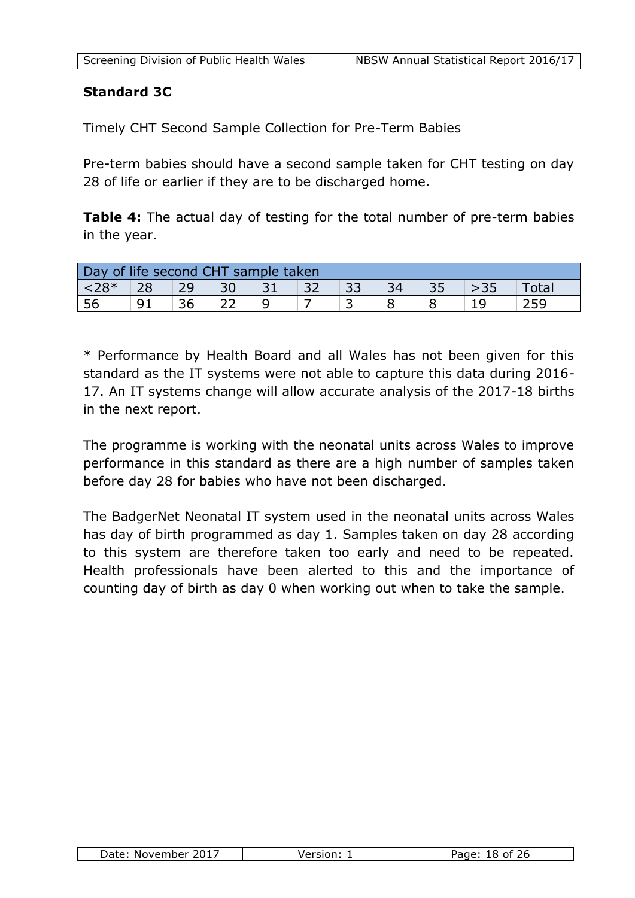**Standard 3C**

Timely CHT Second Sample Collection for Pre-Term Babies

Pre-term babies should have a second sample taken for CHT testing on day 28 of life or earlier if they are to be discharged home.

**Table 4:** The actual day of testing for the total number of pre-term babies in the year.

| Day of life second CHT sample taken | | | | | | | | | | |
|---|---|---|---|---|---|---|---|---|---|---|
| <28* | 28 | 29 | 30 | 31 | 32 | 33 | 34 | 35 | >35 | Total |
| 56 | 91 | 36 | 22 | 9 | 7 | 3 | 8 | 8 | 19 | 259 |

* Performance by Health Board and all Wales has not been given for this standard as the IT systems were not able to capture this data during 2016-17. An IT systems change will allow accurate analysis of the 2017-18 births in the next report.

The programme is working with the neonatal units across Wales to improve performance in this standard as there are a high number of samples taken before day 28 for babies who have not been discharged.

The BadgerNet Neonatal IT system used in the neonatal units across Wales has day of birth programmed as day 1. Samples taken on day 28 according to this system are therefore taken too early and need to be repeated. Health professionals have been alerted to this and the importance of counting day of birth as day 0 when working out when to take the sample.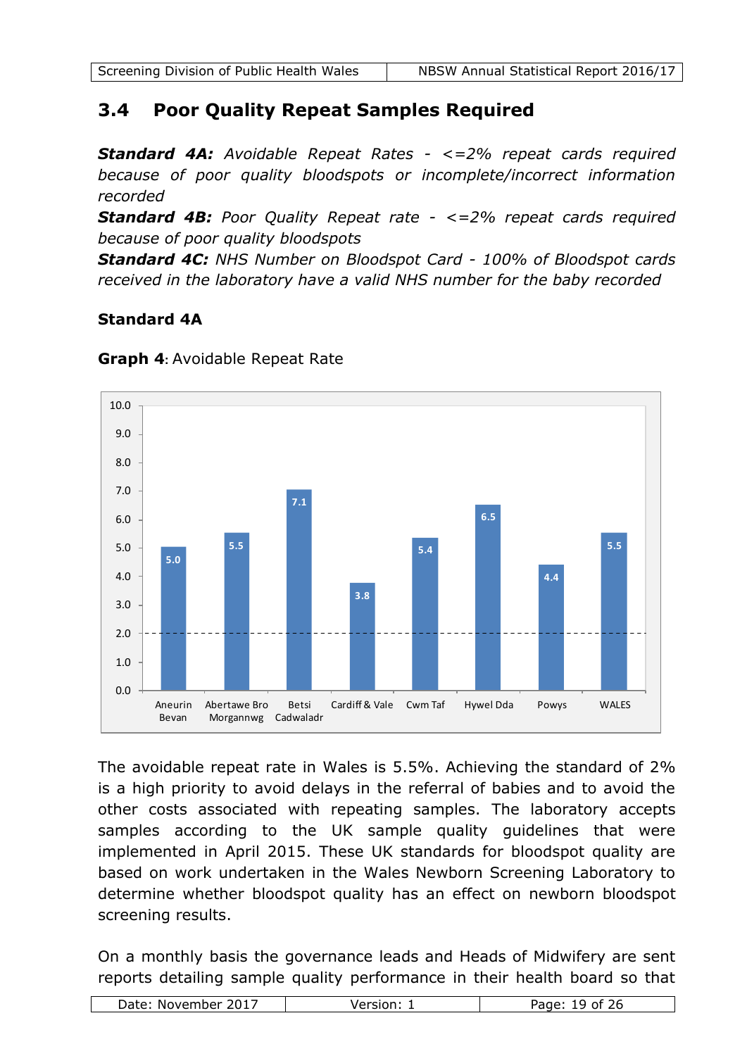## 3.4 Poor Quality Repeat Samples Required

***Standard 4A:*** *Avoidable Repeat Rates - <=2% repeat cards required because of poor quality bloodspots or incomplete/incorrect information recorded*

***Standard 4B:*** *Poor Quality Repeat rate - <=2% repeat cards required because of poor quality bloodspots*

***Standard 4C:*** *NHS Number on Bloodspot Card - 100% of Bloodspot cards received in the laboratory have a valid NHS number for the baby recorded*

### Standard 4A

**Graph 4**: Avoidable Repeat Rate

| Health Board | Avoidable Repeat Rate (%) |
|---|---|
| Aneurin Bevan | 5.0 |
| Abertawe Bro Morgannwg | 5.5 |
| Betsi Cadwaladr | 7.1 |
| Cardiff & Vale | 3.8 |
| Cwm Taf | 5.4 |
| Hywel Dda | 6.5 |
| Powys | 4.4 |
| WALES | 5.5 |

The avoidable repeat rate in Wales is 5.5%. Achieving the standard of 2% is a high priority to avoid delays in the referral of babies and to avoid the other costs associated with repeating samples. The laboratory accepts samples according to the UK sample quality guidelines that were implemented in April 2015. These UK standards for bloodspot quality are based on work undertaken in the Wales Newborn Screening Laboratory to determine whether bloodspot quality has an effect on newborn bloodspot screening results.

On a monthly basis the governance leads and Heads of Midwifery are sent reports detailing sample quality performance in their health board so that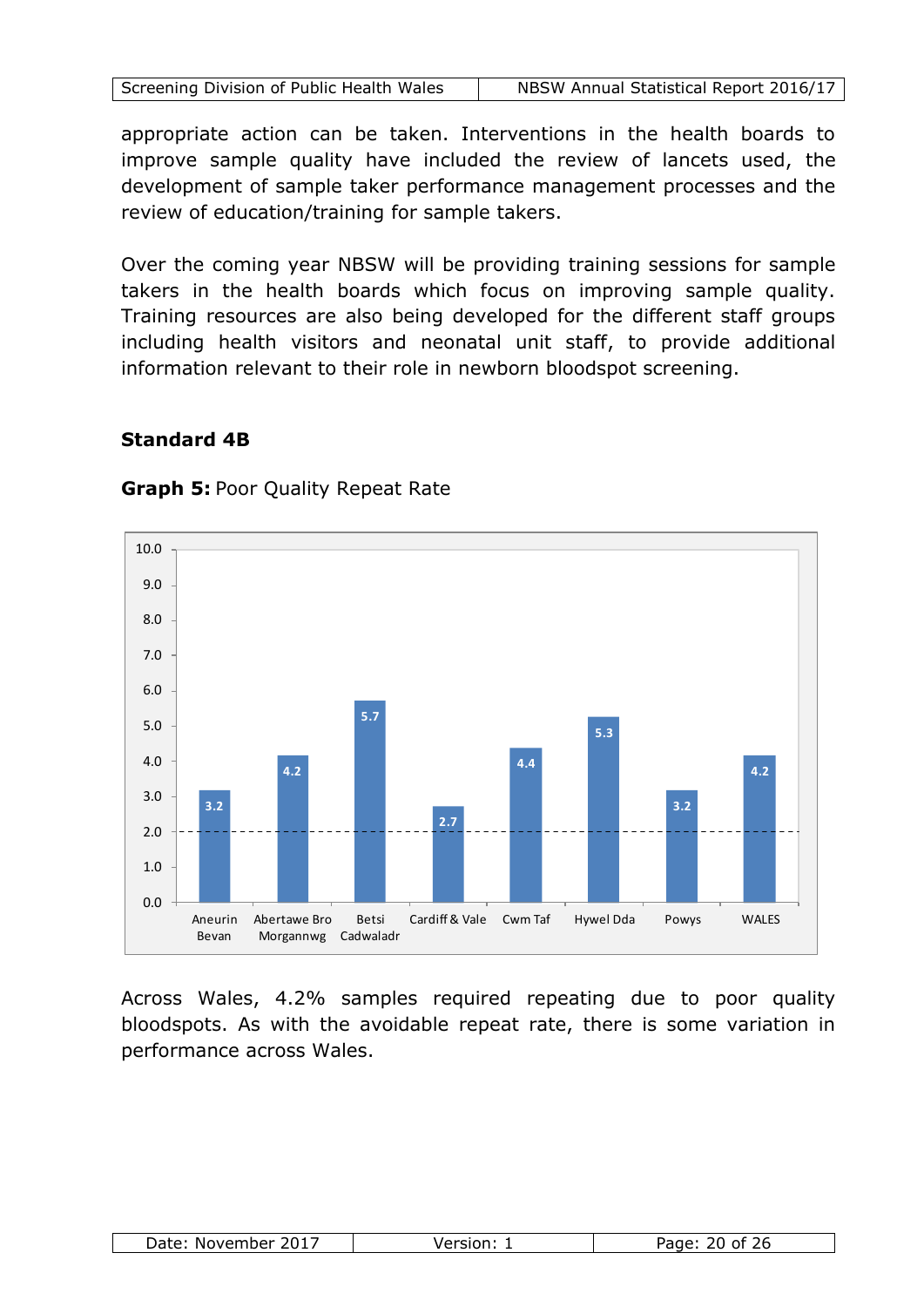appropriate action can be taken. Interventions in the health boards to improve sample quality have included the review of lancets used, the development of sample taker performance management processes and the review of education/training for sample takers.

Over the coming year NBSW will be providing training sessions for sample takers in the health boards which focus on improving sample quality. Training resources are also being developed for the different staff groups including health visitors and neonatal unit staff, to provide additional information relevant to their role in newborn bloodspot screening.

### Standard 4B

**Graph 5:** Poor Quality Repeat Rate

| Health Board | Poor Quality Repeat Rate |
|---|---|
| Aneurin Bevan | 3.2 |
| Abertawe Bro Morgannwg | 4.2 |
| Betsi Cadwaladr | 5.7 |
| Cardiff & Vale | 2.7 |
| Cwm Taf | 4.4 |
| Hywel Dda | 5.3 |
| Powys | 3.2 |
| WALES | 4.2 |

Across Wales, 4.2% samples required repeating due to poor quality bloodspots. As with the avoidable repeat rate, there is some variation in performance across Wales.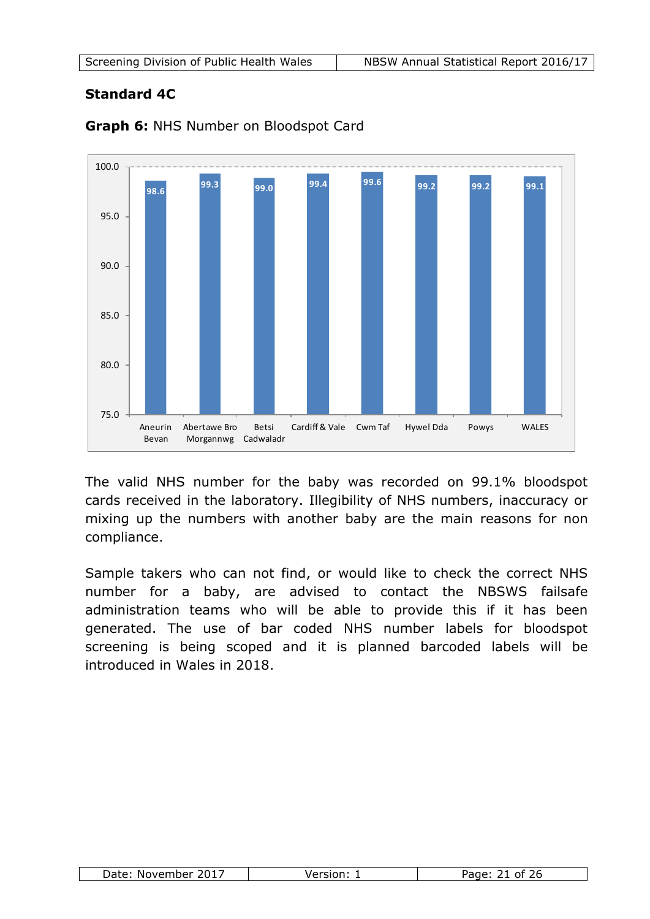## Standard 4C

**Graph 6:** NHS Number on Bloodspot Card

| Health Board | % |
|---|---|
| Aneurin Bevan | 98.6 |
| Abertawe Bro Morgannwg | 99.3 |
| Betsi Cadwaladr | 99.0 |
| Cardiff & Vale | 99.4 |
| Cwm Taf | 99.6 |
| Hywel Dda | 99.2 |
| Powys | 99.2 |
| WALES | 99.1 |

The valid NHS number for the baby was recorded on 99.1% bloodspot cards received in the laboratory. Illegibility of NHS numbers, inaccuracy or mixing up the numbers with another baby are the main reasons for non compliance.

Sample takers who can not find, or would like to check the correct NHS number for a baby, are advised to contact the NBSWS failsafe administration teams who will be able to provide this if it has been generated. The use of bar coded NHS number labels for bloodspot screening is being scoped and it is planned barcoded labels will be introduced in Wales in 2018.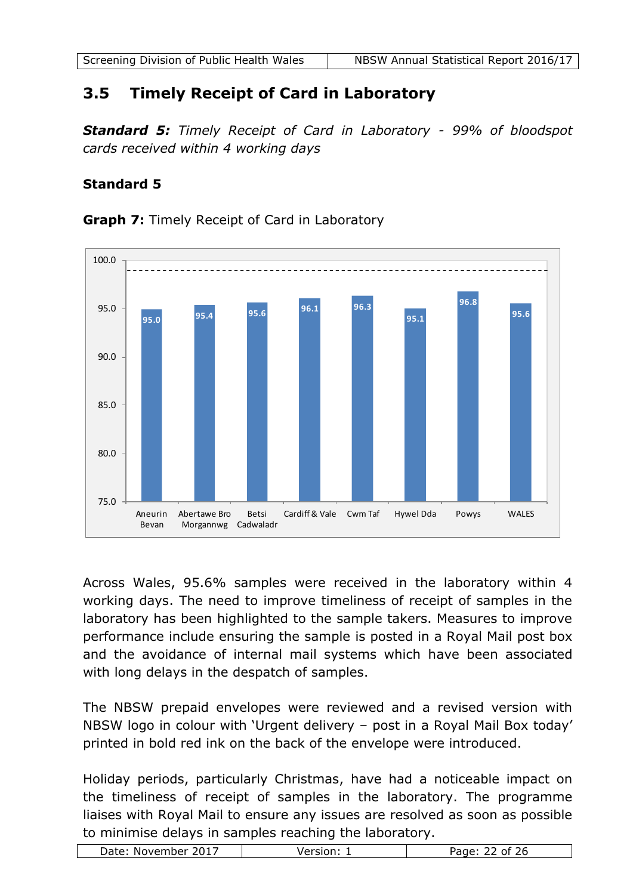## 3.5 Timely Receipt of Card in Laboratory

***Standard 5:*** *Timely Receipt of Card in Laboratory - 99% of bloodspot cards received within 4 working days*

### Standard 5

**Graph 7:** Timely Receipt of Card in Laboratory

| Health Board | % |
|---|---|
| Aneurin Bevan | 95.0 |
| Abertawe Bro Morgannwg | 95.4 |
| Betsi Cadwaladr | 95.6 |
| Cardiff & Vale | 96.1 |
| Cwm Taf | 96.3 |
| Hywel Dda | 95.1 |
| Powys | 96.8 |
| WALES | 95.6 |

Across Wales, 95.6% samples were received in the laboratory within 4 working days. The need to improve timeliness of receipt of samples in the laboratory has been highlighted to the sample takers. Measures to improve performance include ensuring the sample is posted in a Royal Mail post box and the avoidance of internal mail systems which have been associated with long delays in the despatch of samples.

The NBSW prepaid envelopes were reviewed and a revised version with NBSW logo in colour with 'Urgent delivery – post in a Royal Mail Box today' printed in bold red ink on the back of the envelope were introduced.

Holiday periods, particularly Christmas, have had a noticeable impact on the timeliness of receipt of samples in the laboratory. The programme liaises with Royal Mail to ensure any issues are resolved as soon as possible to minimise delays in samples reaching the laboratory.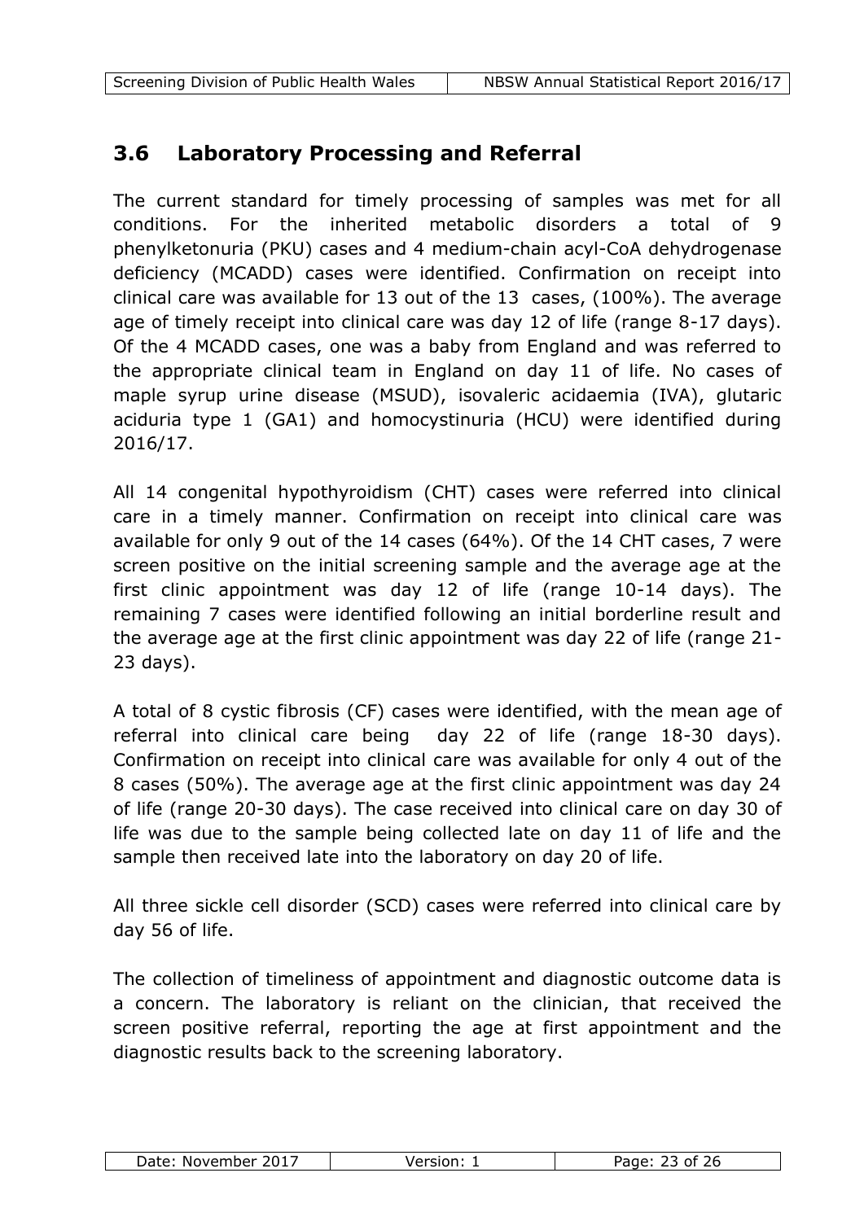## 3.6 Laboratory Processing and Referral

The current standard for timely processing of samples was met for all conditions. For the inherited metabolic disorders a total of 9 phenylketonuria (PKU) cases and 4 medium-chain acyl-CoA dehydrogenase deficiency (MCADD) cases were identified. Confirmation on receipt into clinical care was available for 13 out of the 13 cases, (100%). The average age of timely receipt into clinical care was day 12 of life (range 8-17 days). Of the 4 MCADD cases, one was a baby from England and was referred to the appropriate clinical team in England on day 11 of life. No cases of maple syrup urine disease (MSUD), isovaleric acidaemia (IVA), glutaric aciduria type 1 (GA1) and homocystinuria (HCU) were identified during 2016/17.

All 14 congenital hypothyroidism (CHT) cases were referred into clinical care in a timely manner. Confirmation on receipt into clinical care was available for only 9 out of the 14 cases (64%). Of the 14 CHT cases, 7 were screen positive on the initial screening sample and the average age at the first clinic appointment was day 12 of life (range 10-14 days). The remaining 7 cases were identified following an initial borderline result and the average age at the first clinic appointment was day 22 of life (range 21-23 days).

A total of 8 cystic fibrosis (CF) cases were identified, with the mean age of referral into clinical care being day 22 of life (range 18-30 days). Confirmation on receipt into clinical care was available for only 4 out of the 8 cases (50%). The average age at the first clinic appointment was day 24 of life (range 20-30 days). The case received into clinical care on day 30 of life was due to the sample being collected late on day 11 of life and the sample then received late into the laboratory on day 20 of life.

All three sickle cell disorder (SCD) cases were referred into clinical care by day 56 of life.

The collection of timeliness of appointment and diagnostic outcome data is a concern. The laboratory is reliant on the clinician, that received the screen positive referral, reporting the age at first appointment and the diagnostic results back to the screening laboratory.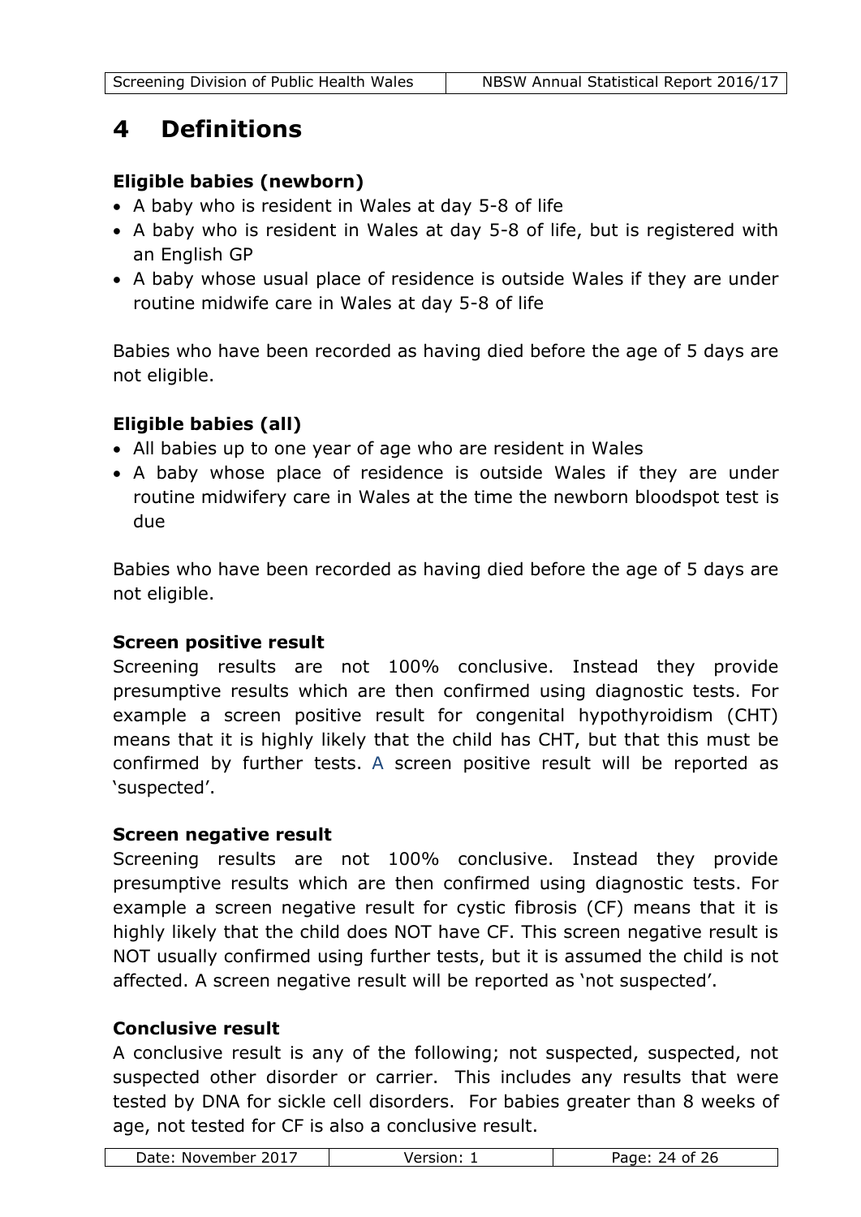# 4 Definitions

### Eligible babies (newborn)

- A baby who is resident in Wales at day 5-8 of life
- A baby who is resident in Wales at day 5-8 of life, but is registered with an English GP
- A baby whose usual place of residence is outside Wales if they are under routine midwife care in Wales at day 5-8 of life

Babies who have been recorded as having died before the age of 5 days are not eligible.

### Eligible babies (all)

- All babies up to one year of age who are resident in Wales
- A baby whose place of residence is outside Wales if they are under routine midwifery care in Wales at the time the newborn bloodspot test is due

Babies who have been recorded as having died before the age of 5 days are not eligible.

### Screen positive result

Screening results are not 100% conclusive. Instead they provide presumptive results which are then confirmed using diagnostic tests. For example a screen positive result for congenital hypothyroidism (CHT) means that it is highly likely that the child has CHT, but that this must be confirmed by further tests. A screen positive result will be reported as 'suspected'.

### Screen negative result

Screening results are not 100% conclusive. Instead they provide presumptive results which are then confirmed using diagnostic tests. For example a screen negative result for cystic fibrosis (CF) means that it is highly likely that the child does NOT have CF. This screen negative result is NOT usually confirmed using further tests, but it is assumed the child is not affected. A screen negative result will be reported as 'not suspected'.

### Conclusive result

A conclusive result is any of the following; not suspected, suspected, not suspected other disorder or carrier. This includes any results that were tested by DNA for sickle cell disorders. For babies greater than 8 weeks of age, not tested for CF is also a conclusive result.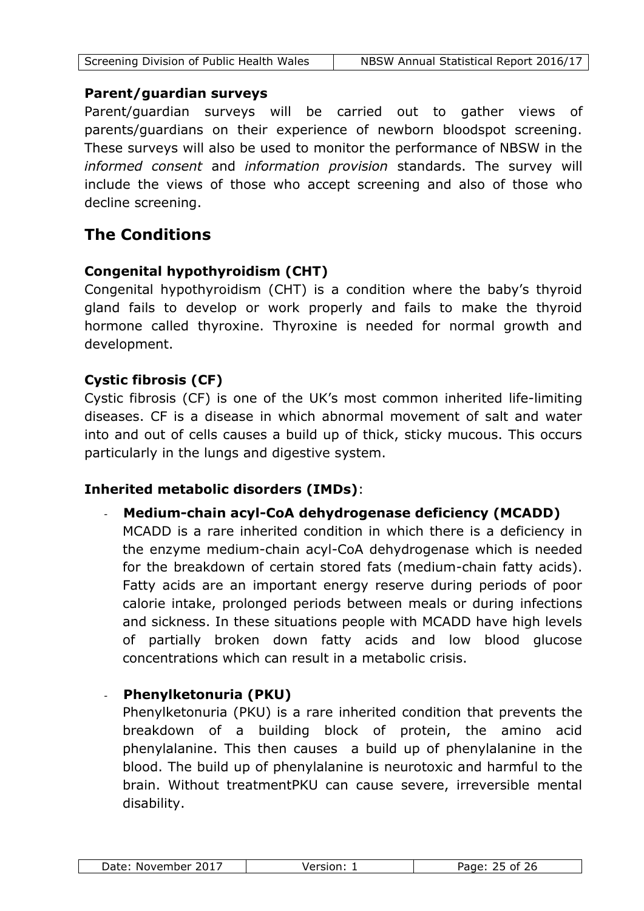### Parent/guardian surveys

Parent/guardian surveys will be carried out to gather views of parents/guardians on their experience of newborn bloodspot screening. These surveys will also be used to monitor the performance of NBSW in the *informed consent* and *information provision* standards. The survey will include the views of those who accept screening and also of those who decline screening.

## The Conditions

### Congenital hypothyroidism (CHT)

Congenital hypothyroidism (CHT) is a condition where the baby's thyroid gland fails to develop or work properly and fails to make the thyroid hormone called thyroxine. Thyroxine is needed for normal growth and development.

### Cystic fibrosis (CF)

Cystic fibrosis (CF) is one of the UK's most common inherited life-limiting diseases. CF is a disease in which abnormal movement of salt and water into and out of cells causes a build up of thick, sticky mucous. This occurs particularly in the lungs and digestive system.

### Inherited metabolic disorders (IMDs):

- **Medium-chain acyl-CoA dehydrogenase deficiency (MCADD)**
  MCADD is a rare inherited condition in which there is a deficiency in the enzyme medium-chain acyl-CoA dehydrogenase which is needed for the breakdown of certain stored fats (medium-chain fatty acids). Fatty acids are an important energy reserve during periods of poor calorie intake, prolonged periods between meals or during infections and sickness. In these situations people with MCADD have high levels of partially broken down fatty acids and low blood glucose concentrations which can result in a metabolic crisis.

- **Phenylketonuria (PKU)**
  Phenylketonuria (PKU) is a rare inherited condition that prevents the breakdown of a building block of protein, the amino acid phenylalanine. This then causes a build up of phenylalanine in the blood. The build up of phenylalanine is neurotoxic and harmful to the brain. Without treatmentPKU can cause severe, irreversible mental disability.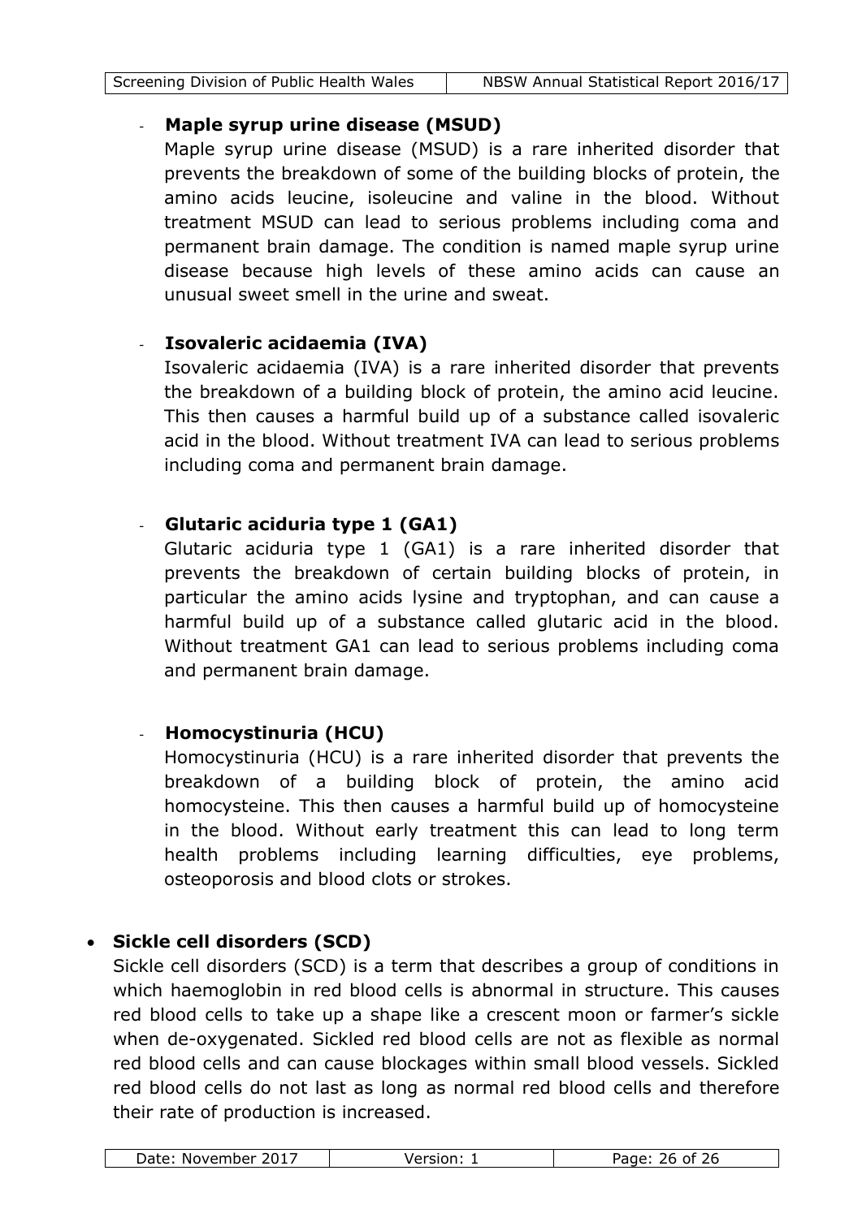- **Maple syrup urine disease (MSUD)**

  Maple syrup urine disease (MSUD) is a rare inherited disorder that prevents the breakdown of some of the building blocks of protein, the amino acids leucine, isoleucine and valine in the blood. Without treatment MSUD can lead to serious problems including coma and permanent brain damage. The condition is named maple syrup urine disease because high levels of these amino acids can cause an unusual sweet smell in the urine and sweat.

- **Isovaleric acidaemia (IVA)**

  Isovaleric acidaemia (IVA) is a rare inherited disorder that prevents the breakdown of a building block of protein, the amino acid leucine. This then causes a harmful build up of a substance called isovaleric acid in the blood. Without treatment IVA can lead to serious problems including coma and permanent brain damage.

- **Glutaric aciduria type 1 (GA1)**

  Glutaric aciduria type 1 (GA1) is a rare inherited disorder that prevents the breakdown of certain building blocks of protein, in particular the amino acids lysine and tryptophan, and can cause a harmful build up of a substance called glutaric acid in the blood. Without treatment GA1 can lead to serious problems including coma and permanent brain damage.

- **Homocystinuria (HCU)**

  Homocystinuria (HCU) is a rare inherited disorder that prevents the breakdown of a building block of protein, the amino acid homocysteine. This then causes a harmful build up of homocysteine in the blood. Without early treatment this can lead to long term health problems including learning difficulties, eye problems, osteoporosis and blood clots or strokes.

- **Sickle cell disorders (SCD)**

  Sickle cell disorders (SCD) is a term that describes a group of conditions in which haemoglobin in red blood cells is abnormal in structure. This causes red blood cells to take up a shape like a crescent moon or farmer's sickle when de-oxygenated. Sickled red blood cells are not as flexible as normal red blood cells and can cause blockages within small blood vessels. Sickled red blood cells do not last as long as normal red blood cells and therefore their rate of production is increased.